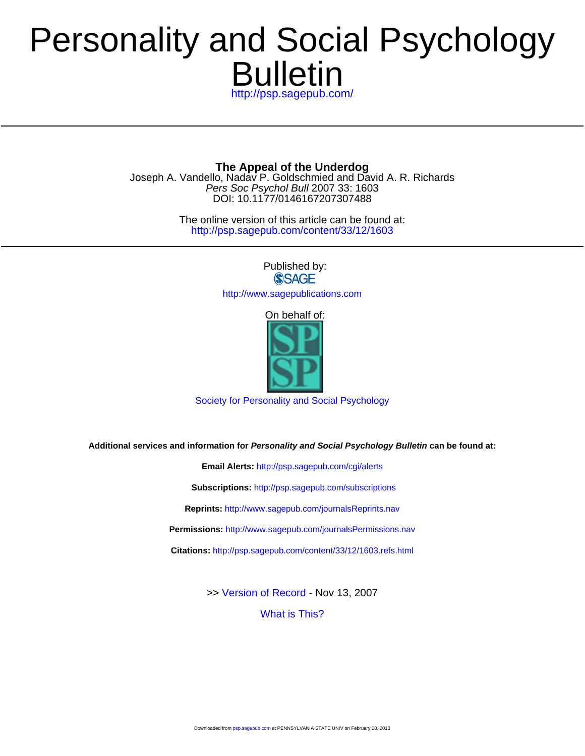# Personality and Social Psychology Bulletin

http://psp.sagepub.com/

## The Appeal of the Underdog

Joseph A. Vandello, Nadav P. Goldschmied and David A. R. Richards

*Pers Soc Psychol Bull* 2007 33: 1603

DOI: 10.1177/0146167207307488

The online version of this article can be found at:
http://psp.sagepub.com/content/33/12/1603

Published by:

SAGE

http://www.sagepublications.com

On behalf of:

Society for Personality and Social Psychology

**Additional services and information for *Personality and Social Psychology Bulletin* can be found at:**

**Email Alerts:** http://psp.sagepub.com/cgi/alerts

**Subscriptions:** http://psp.sagepub.com/subscriptions

**Reprints:** http://www.sagepub.com/journalsReprints.nav

**Permissions:** http://www.sagepub.com/journalsPermissions.nav

**Citations:** http://psp.sagepub.com/content/33/12/1603.refs.html

>> Version of Record - Nov 13, 2007

What is This?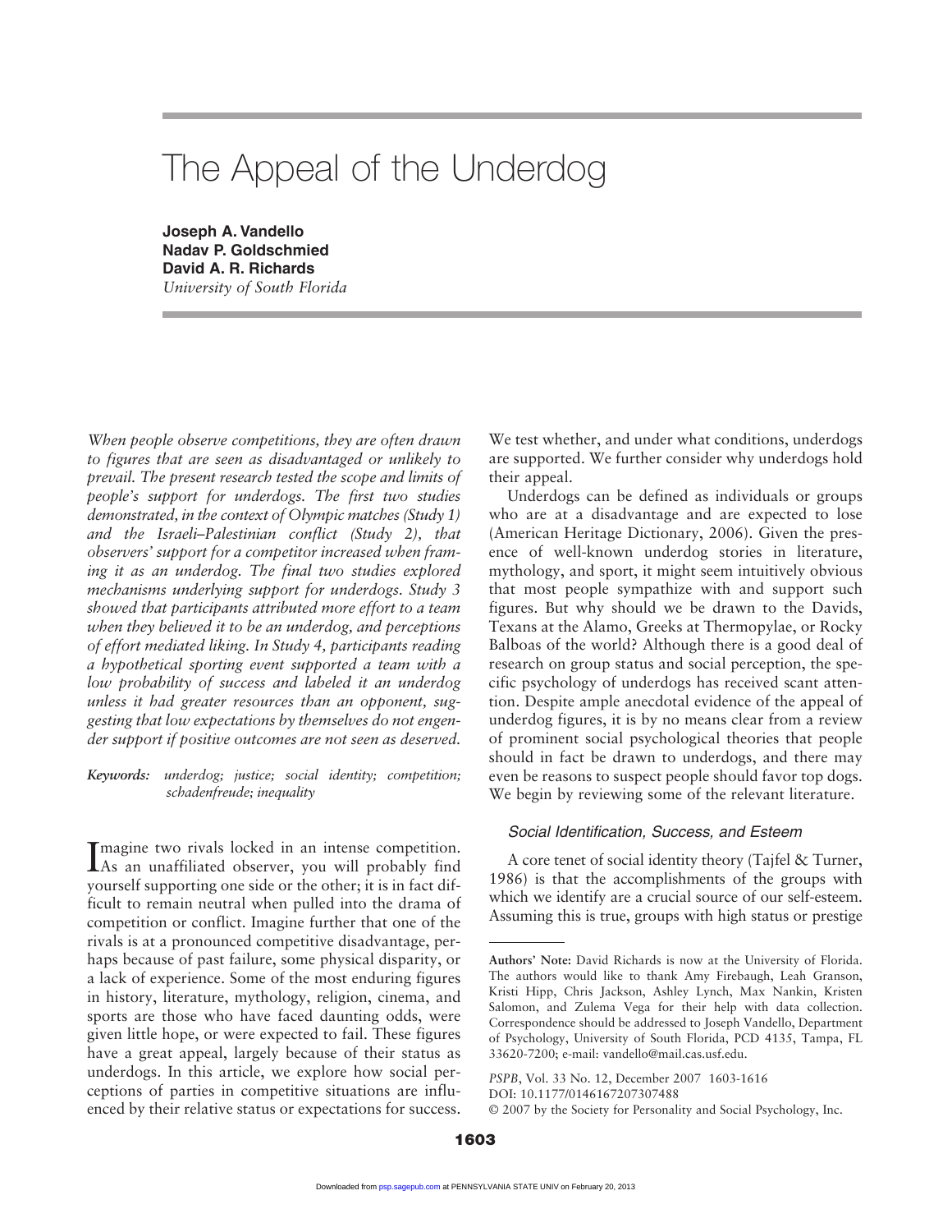# The Appeal of the Underdog

**Joseph A. Vandello**
**Nadav P. Goldschmied**
**David A. R. Richards**
*University of South Florida*

*When people observe competitions, they are often drawn to figures that are seen as disadvantaged or unlikely to prevail. The present research tested the scope and limits of people's support for underdogs. The first two studies demonstrated, in the context of Olympic matches (Study 1) and the Israeli–Palestinian conflict (Study 2), that observers' support for a competitor increased when framing it as an underdog. The final two studies explored mechanisms underlying support for underdogs. Study 3 showed that participants attributed more effort to a team when they believed it to be an underdog, and perceptions of effort mediated liking. In Study 4, participants reading a hypothetical sporting event supported a team with a low probability of success and labeled it an underdog unless it had greater resources than an opponent, suggesting that low expectations by themselves do not engender support if positive outcomes are not seen as deserved.*

***Keywords:*** *underdog; justice; social identity; competition; schadenfreude; inequality*

Imagine two rivals locked in an intense competition. As an unaffiliated observer, you will probably find yourself supporting one side or the other; it is in fact difficult to remain neutral when pulled into the drama of competition or conflict. Imagine further that one of the rivals is at a pronounced competitive disadvantage, perhaps because of past failure, some physical disparity, or a lack of experience. Some of the most enduring figures in history, literature, mythology, religion, cinema, and sports are those who have faced daunting odds, were given little hope, or were expected to fail. These figures have a great appeal, largely because of their status as underdogs. In this article, we explore how social perceptions of parties in competitive situations are influenced by their relative status or expectations for success. We test whether, and under what conditions, underdogs are supported. We further consider why underdogs hold their appeal.

Underdogs can be defined as individuals or groups who are at a disadvantage and are expected to lose (American Heritage Dictionary, 2006). Given the presence of well-known underdog stories in literature, mythology, and sport, it might seem intuitively obvious that most people sympathize with and support such figures. But why should we be drawn to the Davids, Texans at the Alamo, Greeks at Thermopylae, or Rocky Balboas of the world? Although there is a good deal of research on group status and social perception, the specific psychology of underdogs has received scant attention. Despite ample anecdotal evidence of the appeal of underdog figures, it is by no means clear from a review of prominent social psychological theories that people should in fact be drawn to underdogs, and there may even be reasons to suspect people should favor top dogs. We begin by reviewing some of the relevant literature.

### Social Identification, Success, and Esteem

A core tenet of social identity theory (Tajfel & Turner, 1986) is that the accomplishments of the groups with which we identify are a crucial source of our self-esteem. Assuming this is true, groups with high status or prestige

---

**Authors' Note:** David Richards is now at the University of Florida. The authors would like to thank Amy Firebaugh, Leah Granson, Kristi Hipp, Chris Jackson, Ashley Lynch, Max Nankin, Kristen Salomon, and Zulema Vega for their help with data collection. Correspondence should be addressed to Joseph Vandello, Department of Psychology, University of South Florida, PCD 4135, Tampa, FL 33620-7200; e-mail: vandello@mail.cas.usf.edu.

*PSPB*, Vol. 33 No. 12, December 2007 1603-1616
DOI: 10.1177/0146167207307488
© 2007 by the Society for Personality and Social Psychology, Inc.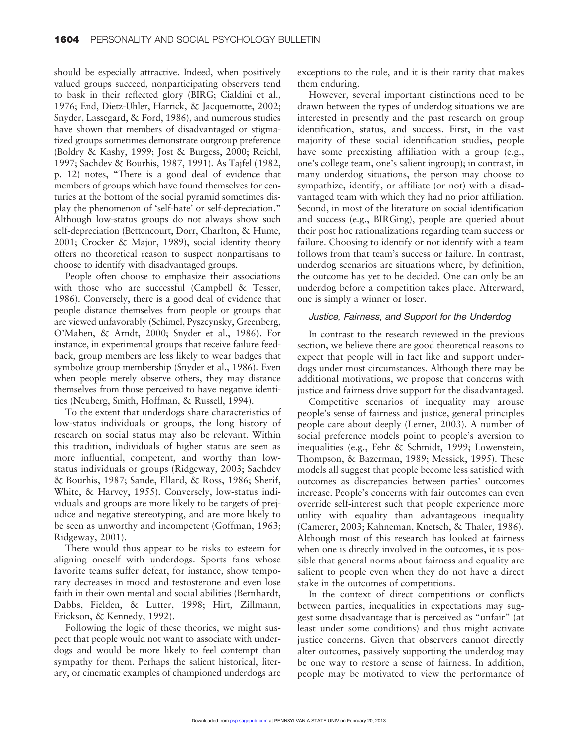should be especially attractive. Indeed, when positively valued groups succeed, nonparticipating observers tend to bask in their reflected glory (BIRG; Cialdini et al., 1976; End, Dietz-Uhler, Harrick, & Jacquemotte, 2002; Snyder, Lassegard, & Ford, 1986), and numerous studies have shown that members of disadvantaged or stigmatized groups sometimes demonstrate outgroup preference (Boldry & Kashy, 1999; Jost & Burgess, 2000; Reichl, 1997; Sachdev & Bourhis, 1987, 1991). As Tajfel (1982, p. 12) notes, "There is a good deal of evidence that members of groups which have found themselves for centuries at the bottom of the social pyramid sometimes display the phenomenon of 'self-hate' or self-depreciation." Although low-status groups do not always show such self-depreciation (Bettencourt, Dorr, Charlton, & Hume, 2001; Crocker & Major, 1989), social identity theory offers no theoretical reason to suspect nonpartisans to choose to identify with disadvantaged groups.

People often choose to emphasize their associations with those who are successful (Campbell & Tesser, 1986). Conversely, there is a good deal of evidence that people distance themselves from people or groups that are viewed unfavorably (Schimel, Pyszcynsky, Greenberg, O'Mahen, & Arndt, 2000; Snyder et al., 1986). For instance, in experimental groups that receive failure feedback, group members are less likely to wear badges that symbolize group membership (Snyder et al., 1986). Even when people merely observe others, they may distance themselves from those perceived to have negative identities (Neuberg, Smith, Hoffman, & Russell, 1994).

To the extent that underdogs share characteristics of low-status individuals or groups, the long history of research on social status may also be relevant. Within this tradition, individuals of higher status are seen as more influential, competent, and worthy than low-status individuals or groups (Ridgeway, 2003; Sachdev & Bourhis, 1987; Sande, Ellard, & Ross, 1986; Sherif, White, & Harvey, 1955). Conversely, low-status individuals and groups are more likely to be targets of prejudice and negative stereotyping, and are more likely to be seen as unworthy and incompetent (Goffman, 1963; Ridgeway, 2001).

There would thus appear to be risks to esteem for aligning oneself with underdogs. Sports fans whose favorite teams suffer defeat, for instance, show temporary decreases in mood and testosterone and even lose faith in their own mental and social abilities (Bernhardt, Dabbs, Fielden, & Lutter, 1998; Hirt, Zillmann, Erickson, & Kennedy, 1992).

Following the logic of these theories, we might suspect that people would not want to associate with underdogs and would be more likely to feel contempt than sympathy for them. Perhaps the salient historical, literary, or cinematic examples of championed underdogs are exceptions to the rule, and it is their rarity that makes them enduring.

However, several important distinctions need to be drawn between the types of underdog situations we are interested in presently and the past research on group identification, status, and success. First, in the vast majority of these social identification studies, people have some preexisting affiliation with a group (e.g., one's college team, one's salient ingroup); in contrast, in many underdog situations, the person may choose to sympathize, identify, or affiliate (or not) with a disadvantaged team with which they had no prior affiliation. Second, in most of the literature on social identification and success (e.g., BIRGing), people are queried about their post hoc rationalizations regarding team success or failure. Choosing to identify or not identify with a team follows from that team's success or failure. In contrast, underdog scenarios are situations where, by definition, the outcome has yet to be decided. One can only be an underdog before a competition takes place. Afterward, one is simply a winner or loser.

### *Justice, Fairness, and Support for the Underdog*

In contrast to the research reviewed in the previous section, we believe there are good theoretical reasons to expect that people will in fact like and support underdogs under most circumstances. Although there may be additional motivations, we propose that concerns with justice and fairness drive support for the disadvantaged.

Competitive scenarios of inequality may arouse people's sense of fairness and justice, general principles people care about deeply (Lerner, 2003). A number of social preference models point to people's aversion to inequalities (e.g., Fehr & Schmidt, 1999; Lowenstein, Thompson, & Bazerman, 1989; Messick, 1995). These models all suggest that people become less satisfied with outcomes as discrepancies between parties' outcomes increase. People's concerns with fair outcomes can even override self-interest such that people experience more utility with equality than advantageous inequality (Camerer, 2003; Kahneman, Knetsch, & Thaler, 1986). Although most of this research has looked at fairness when one is directly involved in the outcomes, it is possible that general norms about fairness and equality are salient to people even when they do not have a direct stake in the outcomes of competitions.

In the context of direct competitions or conflicts between parties, inequalities in expectations may suggest some disadvantage that is perceived as "unfair" (at least under some conditions) and thus might activate justice concerns. Given that observers cannot directly alter outcomes, passively supporting the underdog may be one way to restore a sense of fairness. In addition, people may be motivated to view the performance of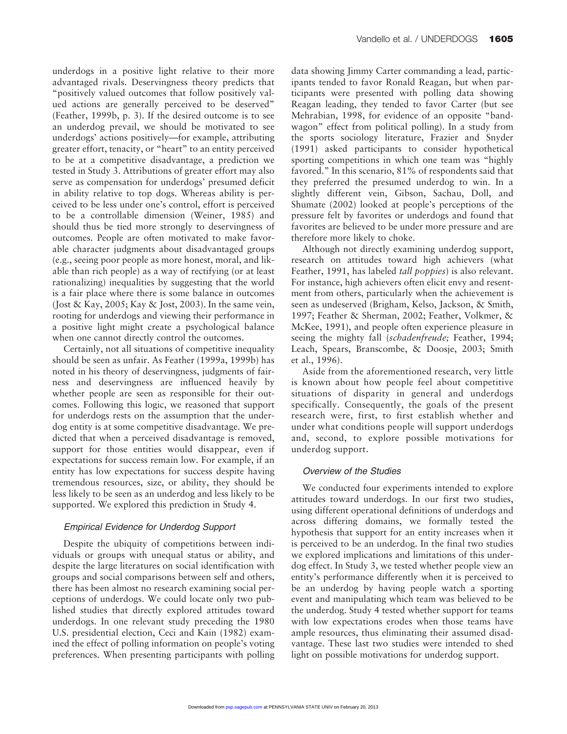underdogs in a positive light relative to their more advantaged rivals. Deservingness theory predicts that "positively valued outcomes that follow positively valued actions are generally perceived to be deserved" (Feather, 1999b, p. 3). If the desired outcome is to see an underdog prevail, we should be motivated to see underdogs' actions positively—for example, attributing greater effort, tenacity, or "heart" to an entity perceived to be at a competitive disadvantage, a prediction we tested in Study 3. Attributions of greater effort may also serve as compensation for underdogs' presumed deficit in ability relative to top dogs. Whereas ability is perceived to be less under one's control, effort is perceived to be a controllable dimension (Weiner, 1985) and should thus be tied more strongly to deservingness of outcomes. People are often motivated to make favorable character judgments about disadvantaged groups (e.g., seeing poor people as more honest, moral, and likable than rich people) as a way of rectifying (or at least rationalizing) inequalities by suggesting that the world is a fair place where there is some balance in outcomes (Jost & Kay, 2005; Kay & Jost, 2003). In the same vein, rooting for underdogs and viewing their performance in a positive light might create a psychological balance when one cannot directly control the outcomes.

Certainly, not all situations of competitive inequality should be seen as unfair. As Feather (1999a, 1999b) has noted in his theory of deservingness, judgments of fairness and deservingness are influenced heavily by whether people are seen as responsible for their outcomes. Following this logic, we reasoned that support for underdogs rests on the assumption that the underdog entity is at some competitive disadvantage. We predicted that when a perceived disadvantage is removed, support for those entities would disappear, even if expectations for success remain low. For example, if an entity has low expectations for success despite having tremendous resources, size, or ability, they should be less likely to be seen as an underdog and less likely to be supported. We explored this prediction in Study 4.

### *Empirical Evidence for Underdog Support*

Despite the ubiquity of competitions between individuals or groups with unequal status or ability, and despite the large literatures on social identification with groups and social comparisons between self and others, there has been almost no research examining social perceptions of underdogs. We could locate only two published studies that directly explored attitudes toward underdogs. In one relevant study preceding the 1980 U.S. presidential election, Ceci and Kain (1982) examined the effect of polling information on people's voting preferences. When presenting participants with polling data showing Jimmy Carter commanding a lead, participants tended to favor Ronald Reagan, but when participants were presented with polling data showing Reagan leading, they tended to favor Carter (but see Mehrabian, 1998, for evidence of an opposite "bandwagon" effect from political polling). In a study from the sports sociology literature, Frazier and Snyder (1991) asked participants to consider hypothetical sporting competitions in which one team was "highly favored." In this scenario, 81% of respondents said that they preferred the presumed underdog to win. In a slightly different vein, Gibson, Sachau, Doll, and Shumate (2002) looked at people's perceptions of the pressure felt by favorites or underdogs and found that favorites are believed to be under more pressure and are therefore more likely to choke.

Although not directly examining underdog support, research on attitudes toward high achievers (what Feather, 1991, has labeled *tall poppies*) is also relevant. For instance, high achievers often elicit envy and resentment from others, particularly when the achievement is seen as undeserved (Brigham, Kelso, Jackson, & Smith, 1997; Feather & Sherman, 2002; Feather, Volkmer, & McKee, 1991), and people often experience pleasure in seeing the mighty fall (*schadenfreude;* Feather, 1994; Leach, Spears, Branscombe, & Doosje, 2003; Smith et al., 1996).

Aside from the aforementioned research, very little is known about how people feel about competitive situations of disparity in general and underdogs specifically. Consequently, the goals of the present research were, first, to first establish whether and under what conditions people will support underdogs and, second, to explore possible motivations for underdog support.

### *Overview of the Studies*

We conducted four experiments intended to explore attitudes toward underdogs. In our first two studies, using different operational definitions of underdogs and across differing domains, we formally tested the hypothesis that support for an entity increases when it is perceived to be an underdog. In the final two studies we explored implications and limitations of this underdog effect. In Study 3, we tested whether people view an entity's performance differently when it is perceived to be an underdog by having people watch a sporting event and manipulating which team was believed to be the underdog. Study 4 tested whether support for teams with low expectations erodes when those teams have ample resources, thus eliminating their assumed disadvantage. These last two studies were intended to shed light on possible motivations for underdog support.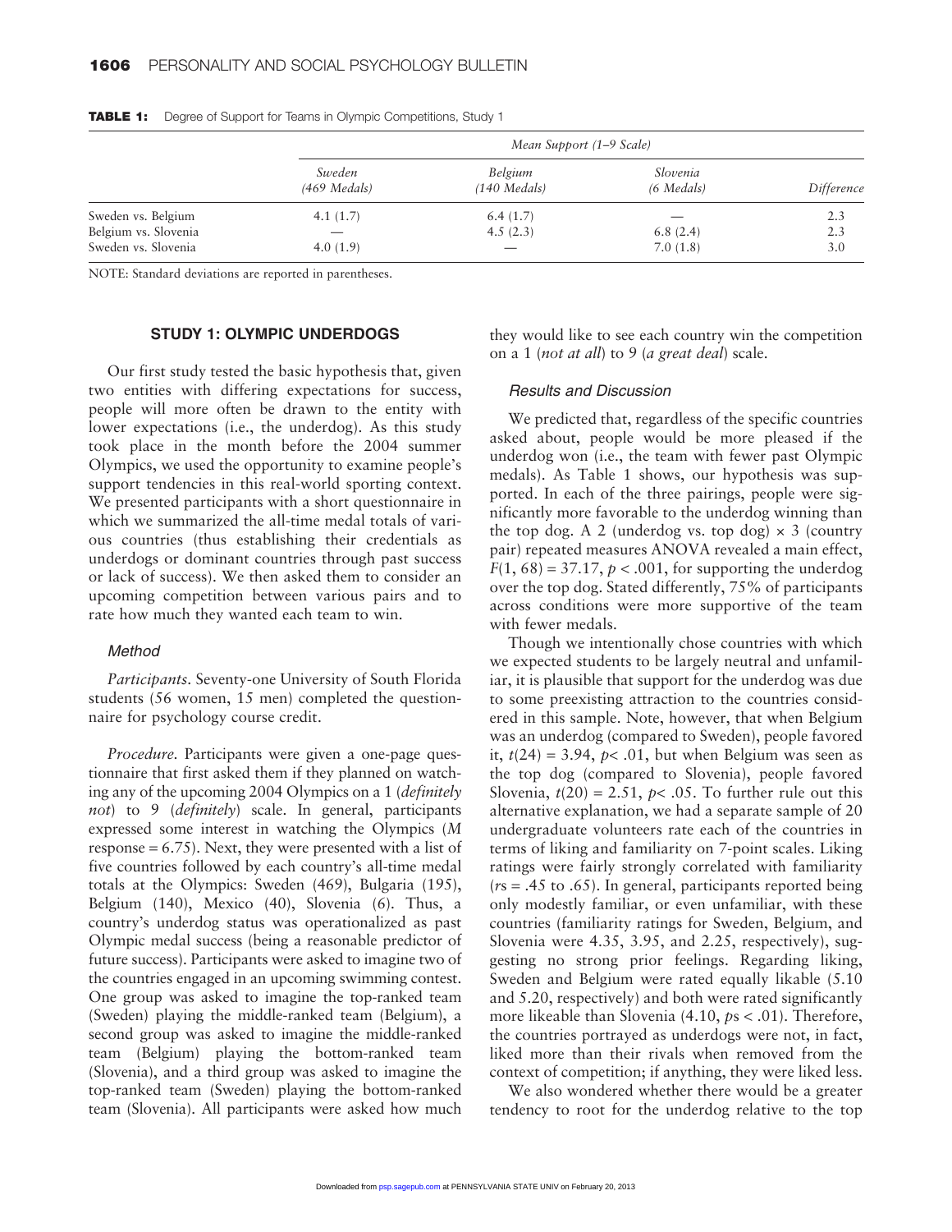**TABLE 1:** Degree of Support for Teams in Olympic Competitions, Study 1

| | Mean Support (1–9 Scale) | | | |
|---|---|---|---|---|
| | Sweden (469 Medals) | Belgium (140 Medals) | Slovenia (6 Medals) | Difference |
| Sweden vs. Belgium | 4.1 (1.7) | 6.4 (1.7) | — | 2.3 |
| Belgium vs. Slovenia | — | 4.5 (2.3) | 6.8 (2.4) | 2.3 |
| Sweden vs. Slovenia | 4.0 (1.9) | — | 7.0 (1.8) | 3.0 |

NOTE: Standard deviations are reported in parentheses.

## STUDY 1: OLYMPIC UNDERDOGS

Our first study tested the basic hypothesis that, given two entities with differing expectations for success, people will more often be drawn to the entity with lower expectations (i.e., the underdog). As this study took place in the month before the 2004 summer Olympics, we used the opportunity to examine people's support tendencies in this real-world sporting context. We presented participants with a short questionnaire in which we summarized the all-time medal totals of various countries (thus establishing their credentials as underdogs or dominant countries through past success or lack of success). We then asked them to consider an upcoming competition between various pairs and to rate how much they wanted each team to win.

### Method

*Participants.* Seventy-one University of South Florida students (56 women, 15 men) completed the questionnaire for psychology course credit.

*Procedure.* Participants were given a one-page questionnaire that first asked them if they planned on watching any of the upcoming 2004 Olympics on a 1 (*definitely not*) to 9 (*definitely*) scale. In general, participants expressed some interest in watching the Olympics ($M$ response = 6.75). Next, they were presented with a list of five countries followed by each country's all-time medal totals at the Olympics: Sweden (469), Bulgaria (195), Belgium (140), Mexico (40), Slovenia (6). Thus, a country's underdog status was operationalized as past Olympic medal success (being a reasonable predictor of future success). Participants were asked to imagine two of the countries engaged in an upcoming swimming contest. One group was asked to imagine the top-ranked team (Sweden) playing the middle-ranked team (Belgium), a second group was asked to imagine the middle-ranked team (Belgium) playing the bottom-ranked team (Slovenia), and a third group was asked to imagine the top-ranked team (Sweden) playing the bottom-ranked team (Slovenia). All participants were asked how much they would like to see each country win the competition on a 1 (*not at all*) to 9 (*a great deal*) scale.

### Results and Discussion

We predicted that, regardless of the specific countries asked about, people would be more pleased if the underdog won (i.e., the team with fewer past Olympic medals). As Table 1 shows, our hypothesis was supported. In each of the three pairings, people were significantly more favorable to the underdog winning than the top dog. A 2 (underdog vs. top dog) × 3 (country pair) repeated measures ANOVA revealed a main effect, $F(1, 68) = 37.17$, $p < .001$, for supporting the underdog over the top dog. Stated differently, 75% of participants across conditions were more supportive of the team with fewer medals.

Though we intentionally chose countries with which we expected students to be largely neutral and unfamiliar, it is plausible that support for the underdog was due to some preexisting attraction to the countries considered in this sample. Note, however, that when Belgium was an underdog (compared to Sweden), people favored it, $t(24) = 3.94$, $p < .01$, but when Belgium was seen as the top dog (compared to Slovenia), people favored Slovenia, $t(20) = 2.51$, $p < .05$. To further rule out this alternative explanation, we had a separate sample of 20 undergraduate volunteers rate each of the countries in terms of liking and familiarity on 7-point scales. Liking ratings were fairly strongly correlated with familiarity ($r$s = .45 to .65). In general, participants reported being only modestly familiar, or even unfamiliar, with these countries (familiarity ratings for Sweden, Belgium, and Slovenia were 4.35, 3.95, and 2.25, respectively), suggesting no strong prior feelings. Regarding liking, Sweden and Belgium were rated equally likable (5.10 and 5.20, respectively) and both were rated significantly more likeable than Slovenia (4.10, $p$s < .01). Therefore, the countries portrayed as underdogs were not, in fact, liked more than their rivals when removed from the context of competition; if anything, they were liked less.

We also wondered whether there would be a greater tendency to root for the underdog relative to the top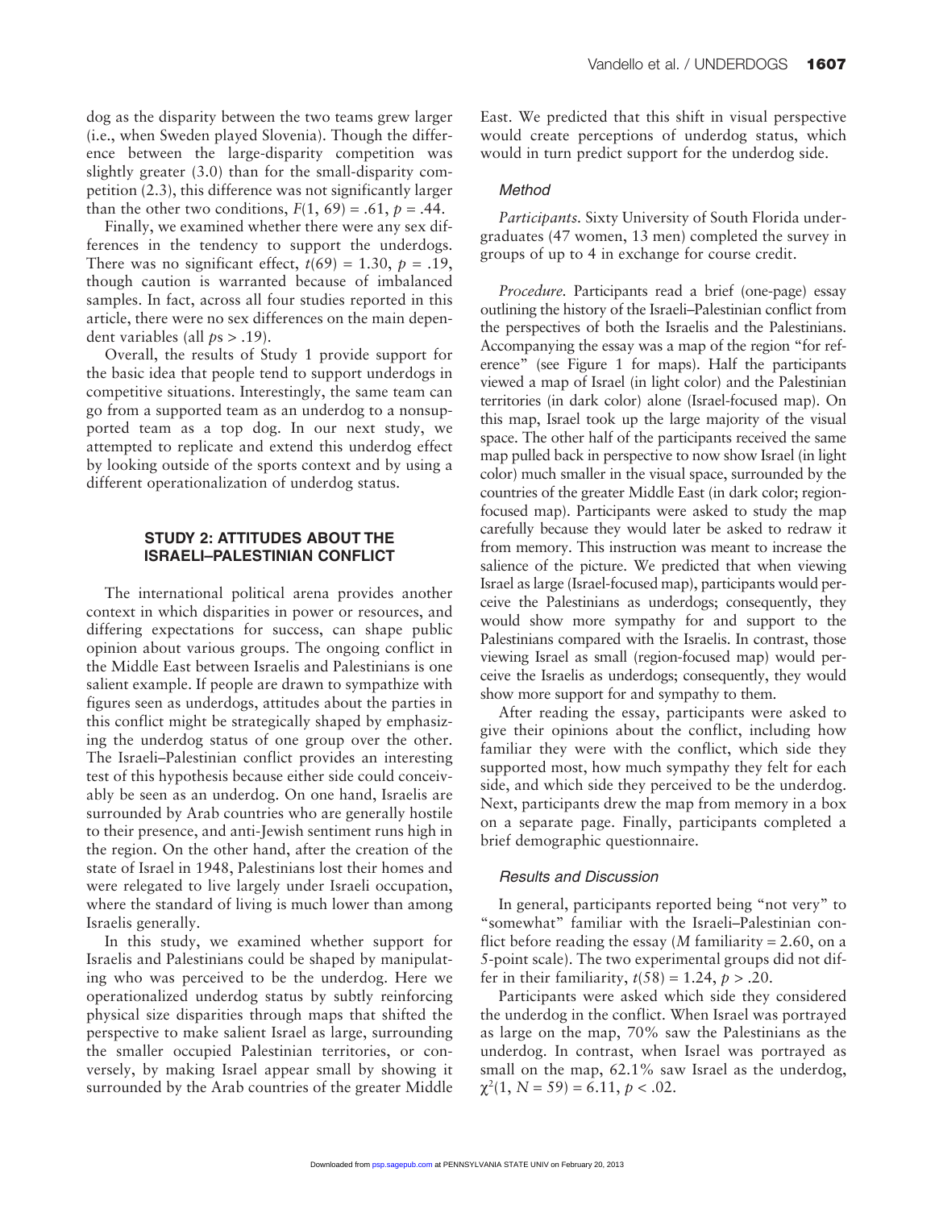dog as the disparity between the two teams grew larger (i.e., when Sweden played Slovenia). Though the difference between the large-disparity competition was slightly greater (3.0) than for the small-disparity competition (2.3), this difference was not significantly larger than the other two conditions, $F(1, 69) = .61$, $p = .44$.

Finally, we examined whether there were any sex differences in the tendency to support the underdogs. There was no significant effect, $t(69) = 1.30$, $p = .19$, though caution is warranted because of imbalanced samples. In fact, across all four studies reported in this article, there were no sex differences on the main dependent variables (all $ps > .19$).

Overall, the results of Study 1 provide support for the basic idea that people tend to support underdogs in competitive situations. Interestingly, the same team can go from a supported team as an underdog to a nonsupported team as a top dog. In our next study, we attempted to replicate and extend this underdog effect by looking outside of the sports context and by using a different operationalization of underdog status.

## STUDY 2: ATTITUDES ABOUT THE ISRAELI–PALESTINIAN CONFLICT

The international political arena provides another context in which disparities in power or resources, and differing expectations for success, can shape public opinion about various groups. The ongoing conflict in the Middle East between Israelis and Palestinians is one salient example. If people are drawn to sympathize with figures seen as underdogs, attitudes about the parties in this conflict might be strategically shaped by emphasizing the underdog status of one group over the other. The Israeli–Palestinian conflict provides an interesting test of this hypothesis because either side could conceivably be seen as an underdog. On one hand, Israelis are surrounded by Arab countries who are generally hostile to their presence, and anti-Jewish sentiment runs high in the region. On the other hand, after the creation of the state of Israel in 1948, Palestinians lost their homes and were relegated to live largely under Israeli occupation, where the standard of living is much lower than among Israelis generally.

In this study, we examined whether support for Israelis and Palestinians could be shaped by manipulating who was perceived to be the underdog. Here we operationalized underdog status by subtly reinforcing physical size disparities through maps that shifted the perspective to make salient Israel as large, surrounding the smaller occupied Palestinian territories, or conversely, by making Israel appear small by showing it surrounded by the Arab countries of the greater Middle East. We predicted that this shift in visual perspective would create perceptions of underdog status, which would in turn predict support for the underdog side.

### Method

*Participants.* Sixty University of South Florida undergraduates (47 women, 13 men) completed the survey in groups of up to 4 in exchange for course credit.

*Procedure.* Participants read a brief (one-page) essay outlining the history of the Israeli–Palestinian conflict from the perspectives of both the Israelis and the Palestinians. Accompanying the essay was a map of the region "for reference" (see Figure 1 for maps). Half the participants viewed a map of Israel (in light color) and the Palestinian territories (in dark color) alone (Israel-focused map). On this map, Israel took up the large majority of the visual space. The other half of the participants received the same map pulled back in perspective to now show Israel (in light color) much smaller in the visual space, surrounded by the countries of the greater Middle East (in dark color; region-focused map). Participants were asked to study the map carefully because they would later be asked to redraw it from memory. This instruction was meant to increase the salience of the picture. We predicted that when viewing Israel as large (Israel-focused map), participants would perceive the Palestinians as underdogs; consequently, they would show more sympathy for and support to the Palestinians compared with the Israelis. In contrast, those viewing Israel as small (region-focused map) would perceive the Israelis as underdogs; consequently, they would show more support for and sympathy to them.

After reading the essay, participants were asked to give their opinions about the conflict, including how familiar they were with the conflict, which side they supported most, how much sympathy they felt for each side, and which side they perceived to be the underdog. Next, participants drew the map from memory in a box on a separate page. Finally, participants completed a brief demographic questionnaire.

### Results and Discussion

In general, participants reported being "not very" to "somewhat" familiar with the Israeli–Palestinian conflict before reading the essay ($M$ familiarity = 2.60, on a 5-point scale). The two experimental groups did not differ in their familiarity, $t(58) = 1.24$, $p > .20$.

Participants were asked which side they considered the underdog in the conflict. When Israel was portrayed as large on the map, 70% saw the Palestinians as the underdog. In contrast, when Israel was portrayed as small on the map, 62.1% saw Israel as the underdog, $\chi^2(1, N = 59) = 6.11$, $p < .02$.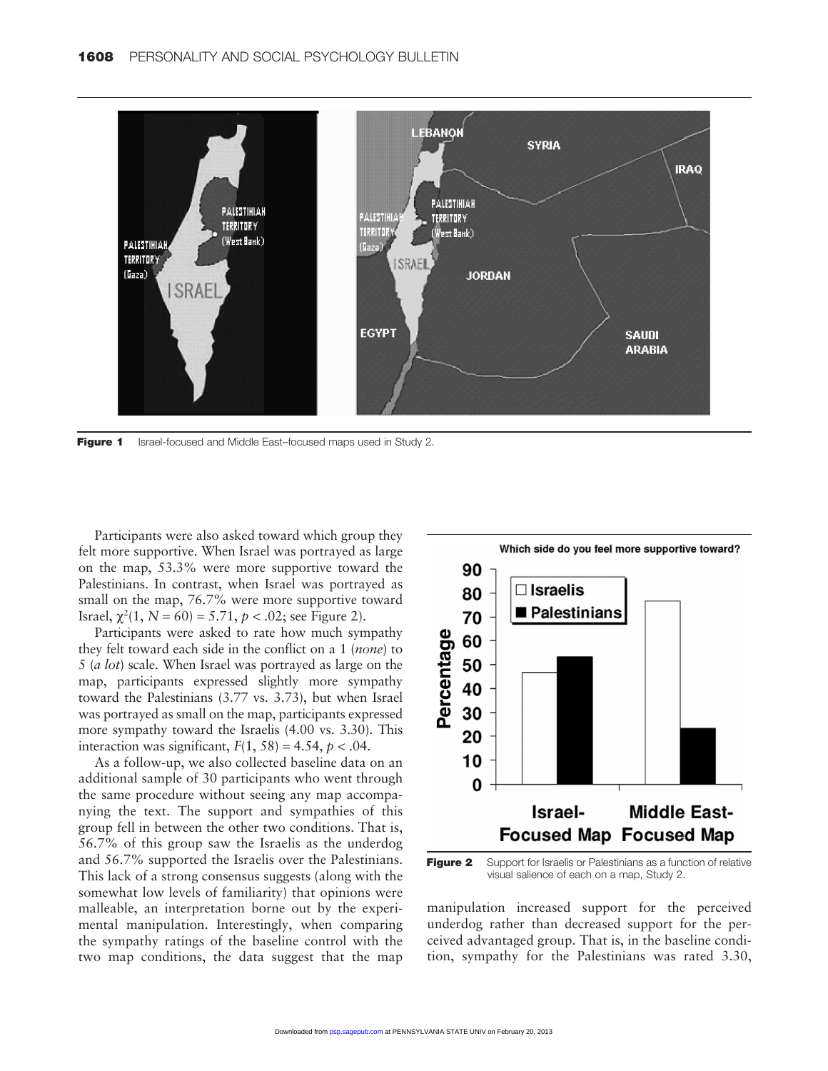**Figure 1** Israel-focused and Middle East–focused maps used in Study 2.

Participants were also asked toward which group they felt more supportive. When Israel was portrayed as large on the map, 53.3% were more supportive toward the Palestinians. In contrast, when Israel was portrayed as small on the map, 76.7% were more supportive toward Israel, $\chi^2(1, N = 60) = 5.71, p < .02$; see Figure 2).

Participants were asked to rate how much sympathy they felt toward each side in the conflict on a 1 (*none*) to 5 (*a lot*) scale. When Israel was portrayed as large on the map, participants expressed slightly more sympathy toward the Palestinians (3.77 vs. 3.73), but when Israel was portrayed as small on the map, participants expressed more sympathy toward the Israelis (4.00 vs. 3.30). This interaction was significant, $F(1, 58) = 4.54, p < .04$.

As a follow-up, we also collected baseline data on an additional sample of 30 participants who went through the same procedure without seeing any map accompanying the text. The support and sympathies of this group fell in between the other two conditions. That is, 56.7% of this group saw the Israelis as the underdog and 56.7% supported the Israelis over the Palestinians. This lack of a strong consensus suggests (along with the somewhat low levels of familiarity) that opinions were malleable, an interpretation borne out by the experimental manipulation. Interestingly, when comparing the sympathy ratings of the baseline control with the two map conditions, the data suggest that the map manipulation increased support for the perceived underdog rather than decreased support for the perceived advantaged group. That is, in the baseline condition, sympathy for the Palestinians was rated 3.30,

**Figure 2** Support for Israelis or Palestinians as a function of relative visual salience of each on a map, Study 2.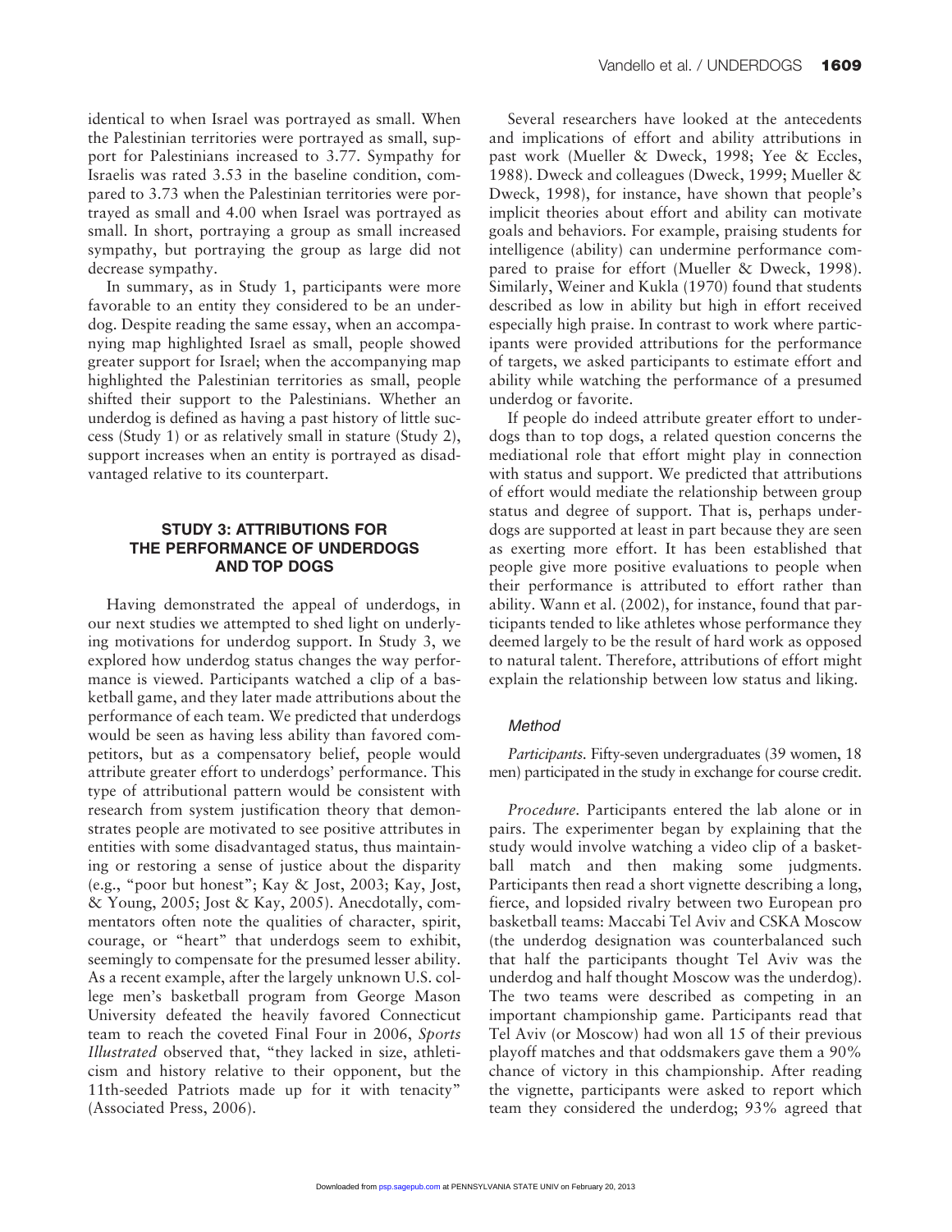identical to when Israel was portrayed as small. When the Palestinian territories were portrayed as small, support for Palestinians increased to 3.77. Sympathy for Israelis was rated 3.53 in the baseline condition, compared to 3.73 when the Palestinian territories were portrayed as small and 4.00 when Israel was portrayed as small. In short, portraying a group as small increased sympathy, but portraying the group as large did not decrease sympathy.

In summary, as in Study 1, participants were more favorable to an entity they considered to be an underdog. Despite reading the same essay, when an accompanying map highlighted Israel as small, people showed greater support for Israel; when the accompanying map highlighted the Palestinian territories as small, people shifted their support to the Palestinians. Whether an underdog is defined as having a past history of little success (Study 1) or as relatively small in stature (Study 2), support increases when an entity is portrayed as disadvantaged relative to its counterpart.

## STUDY 3: ATTRIBUTIONS FOR THE PERFORMANCE OF UNDERDOGS AND TOP DOGS

Having demonstrated the appeal of underdogs, in our next studies we attempted to shed light on underlying motivations for underdog support. In Study 3, we explored how underdog status changes the way performance is viewed. Participants watched a clip of a basketball game, and they later made attributions about the performance of each team. We predicted that underdogs would be seen as having less ability than favored competitors, but as a compensatory belief, people would attribute greater effort to underdogs' performance. This type of attributional pattern would be consistent with research from system justification theory that demonstrates people are motivated to see positive attributes in entities with some disadvantaged status, thus maintaining or restoring a sense of justice about the disparity (e.g., "poor but honest"; Kay & Jost, 2003; Kay, Jost, & Young, 2005; Jost & Kay, 2005). Anecdotally, commentators often note the qualities of character, spirit, courage, or "heart" that underdogs seem to exhibit, seemingly to compensate for the presumed lesser ability. As a recent example, after the largely unknown U.S. college men's basketball program from George Mason University defeated the heavily favored Connecticut team to reach the coveted Final Four in 2006, *Sports Illustrated* observed that, "they lacked in size, athleticism and history relative to their opponent, but the 11th-seeded Patriots made up for it with tenacity" (Associated Press, 2006).

Several researchers have looked at the antecedents and implications of effort and ability attributions in past work (Mueller & Dweck, 1998; Yee & Eccles, 1988). Dweck and colleagues (Dweck, 1999; Mueller & Dweck, 1998), for instance, have shown that people's implicit theories about effort and ability can motivate goals and behaviors. For example, praising students for intelligence (ability) can undermine performance compared to praise for effort (Mueller & Dweck, 1998). Similarly, Weiner and Kukla (1970) found that students described as low in ability but high in effort received especially high praise. In contrast to work where participants were provided attributions for the performance of targets, we asked participants to estimate effort and ability while watching the performance of a presumed underdog or favorite.

If people do indeed attribute greater effort to underdogs than to top dogs, a related question concerns the mediational role that effort might play in connection with status and support. We predicted that attributions of effort would mediate the relationship between group status and degree of support. That is, perhaps underdogs are supported at least in part because they are seen as exerting more effort. It has been established that people give more positive evaluations to people when their performance is attributed to effort rather than ability. Wann et al. (2002), for instance, found that participants tended to like athletes whose performance they deemed largely to be the result of hard work as opposed to natural talent. Therefore, attributions of effort might explain the relationship between low status and liking.

### *Method*

*Participants*. Fifty-seven undergraduates (39 women, 18 men) participated in the study in exchange for course credit.

*Procedure*. Participants entered the lab alone or in pairs. The experimenter began by explaining that the study would involve watching a video clip of a basketball match and then making some judgments. Participants then read a short vignette describing a long, fierce, and lopsided rivalry between two European pro basketball teams: Maccabi Tel Aviv and CSKA Moscow (the underdog designation was counterbalanced such that half the participants thought Tel Aviv was the underdog and half thought Moscow was the underdog). The two teams were described as competing in an important championship game. Participants read that Tel Aviv (or Moscow) had won all 15 of their previous playoff matches and that oddsmakers gave them a 90% chance of victory in this championship. After reading the vignette, participants were asked to report which team they considered the underdog; 93% agreed that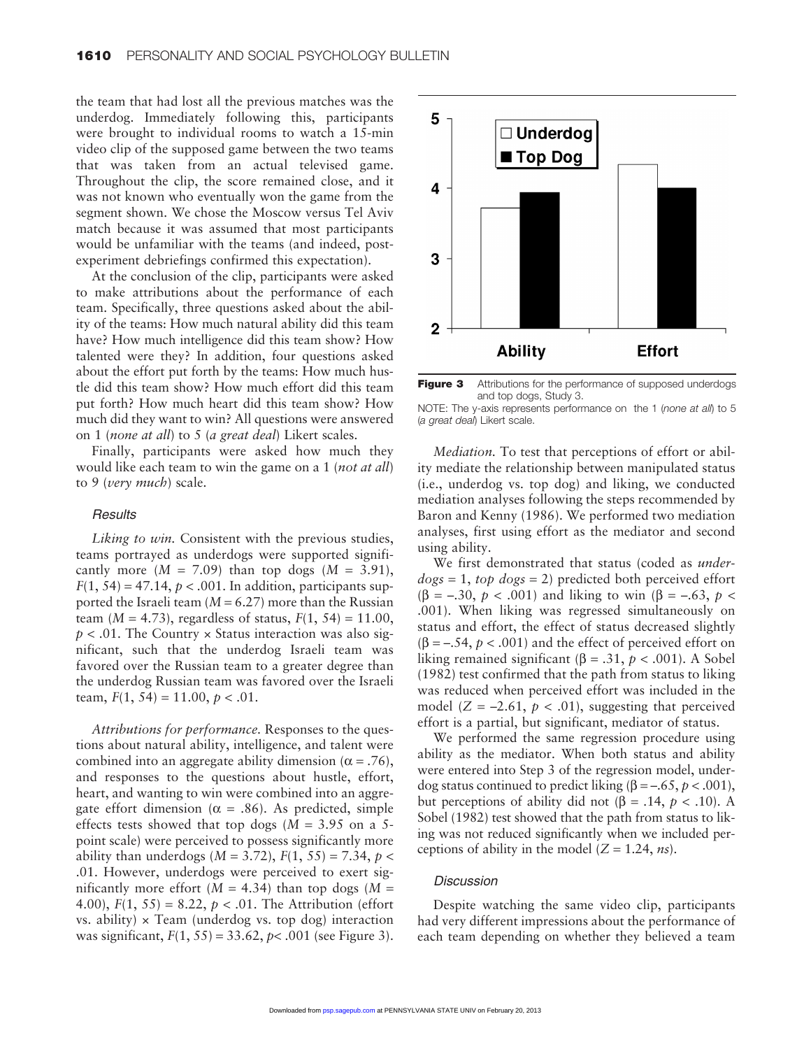the team that had lost all the previous matches was the underdog. Immediately following this, participants were brought to individual rooms to watch a 15-min video clip of the supposed game between the two teams that was taken from an actual televised game. Throughout the clip, the score remained close, and it was not known who eventually won the game from the segment shown. We chose the Moscow versus Tel Aviv match because it was assumed that most participants would be unfamiliar with the teams (and indeed, post-experiment debriefings confirmed this expectation).

At the conclusion of the clip, participants were asked to make attributions about the performance of each team. Specifically, three questions asked about the ability of the teams: How much natural ability did this team have? How much intelligence did this team show? How talented were they? In addition, four questions asked about the effort put forth by the teams: How much hustle did this team show? How much effort did this team put forth? How much heart did this team show? How much did they want to win? All questions were answered on 1 (*none at all*) to 5 (*a great deal*) Likert scales.

Finally, participants were asked how much they would like each team to win the game on a 1 (*not at all*) to 9 (*very much*) scale.

### *Results*

*Liking to win.* Consistent with the previous studies, teams portrayed as underdogs were supported significantly more ($M = 7.09$) than top dogs ($M = 3.91$), $F(1, 54) = 47.14$, $p < .001$. In addition, participants supported the Israeli team ($M = 6.27$) more than the Russian team ($M = 4.73$), regardless of status, $F(1, 54) = 11.00$, $p < .01$. The Country × Status interaction was also significant, such that the underdog Israeli team was favored over the Russian team to a greater degree than the underdog Russian team was favored over the Israeli team, $F(1, 54) = 11.00$, $p < .01$.

*Attributions for performance.* Responses to the questions about natural ability, intelligence, and talent were combined into an aggregate ability dimension ($\alpha = .76$), and responses to the questions about hustle, effort, heart, and wanting to win were combined into an aggregate effort dimension ($\alpha = .86$). As predicted, simple effects tests showed that top dogs ($M = 3.95$ on a 5-point scale) were perceived to possess significantly more ability than underdogs ($M = 3.72$), $F(1, 55) = 7.34$, $p < .01$. However, underdogs were perceived to exert significantly more effort ($M = 4.34$) than top dogs ($M = 4.00$), $F(1, 55) = 8.22$, $p < .01$. The Attribution (effort vs. ability) × Team (underdog vs. top dog) interaction was significant, $F(1, 55) = 33.62$, $p < .001$ (see Figure 3).

**Figure 3** Attributions for the performance of supposed underdogs and top dogs, Study 3.

NOTE: The y-axis represents performance on the 1 (*none at all*) to 5 (*a great deal*) Likert scale.

*Mediation.* To test that perceptions of effort or ability mediate the relationship between manipulated status (i.e., underdog vs. top dog) and liking, we conducted mediation analyses following the steps recommended by Baron and Kenny (1986). We performed two mediation analyses, first using effort as the mediator and second using ability.

We first demonstrated that status (coded as *underdogs* = 1, *top dogs* = 2) predicted both perceived effort ($\beta = -.30$, $p < .001$) and liking to win ($\beta = -.63$, $p < .001$). When liking was regressed simultaneously on status and effort, the effect of status decreased slightly ($\beta = -.54$, $p < .001$) and the effect of perceived effort on liking remained significant ($\beta = .31$, $p < .001$). A Sobel (1982) test confirmed that the path from status to liking was reduced when perceived effort was included in the model ($Z = -2.61$, $p < .01$), suggesting that perceived effort is a partial, but significant, mediator of status.

We performed the same regression procedure using ability as the mediator. When both status and ability were entered into Step 3 of the regression model, underdog status continued to predict liking ($\beta = -.65$, $p < .001$), but perceptions of ability did not ($\beta = .14$, $p < .10$). A Sobel (1982) test showed that the path from status to liking was not reduced significantly when we included perceptions of ability in the model ($Z = 1.24$, *ns*).

### *Discussion*

Despite watching the same video clip, participants had very different impressions about the performance of each team depending on whether they believed a team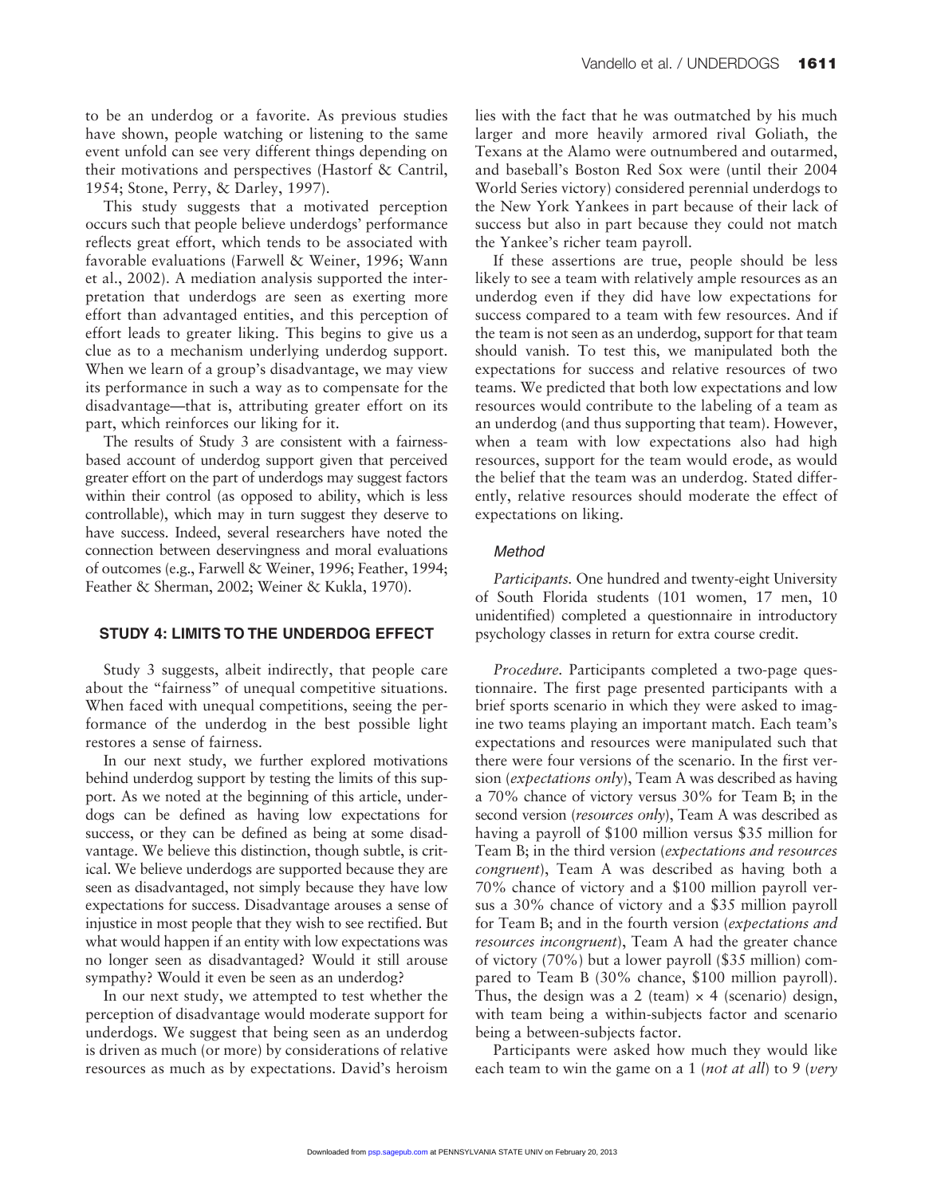to be an underdog or a favorite. As previous studies have shown, people watching or listening to the same event unfold can see very different things depending on their motivations and perspectives (Hastorf & Cantril, 1954; Stone, Perry, & Darley, 1997).

This study suggests that a motivated perception occurs such that people believe underdogs' performance reflects great effort, which tends to be associated with favorable evaluations (Farwell & Weiner, 1996; Wann et al., 2002). A mediation analysis supported the interpretation that underdogs are seen as exerting more effort than advantaged entities, and this perception of effort leads to greater liking. This begins to give us a clue as to a mechanism underlying underdog support. When we learn of a group's disadvantage, we may view its performance in such a way as to compensate for the disadvantage—that is, attributing greater effort on its part, which reinforces our liking for it.

The results of Study 3 are consistent with a fairness-based account of underdog support given that perceived greater effort on the part of underdogs may suggest factors within their control (as opposed to ability, which is less controllable), which may in turn suggest they deserve to have success. Indeed, several researchers have noted the connection between deservingness and moral evaluations of outcomes (e.g., Farwell & Weiner, 1996; Feather, 1994; Feather & Sherman, 2002; Weiner & Kukla, 1970).

## STUDY 4: LIMITS TO THE UNDERDOG EFFECT

Study 3 suggests, albeit indirectly, that people care about the "fairness" of unequal competitive situations. When faced with unequal competitions, seeing the performance of the underdog in the best possible light restores a sense of fairness.

In our next study, we further explored motivations behind underdog support by testing the limits of this support. As we noted at the beginning of this article, underdogs can be defined as having low expectations for success, or they can be defined as being at some disadvantage. We believe this distinction, though subtle, is critical. We believe underdogs are supported because they are seen as disadvantaged, not simply because they have low expectations for success. Disadvantage arouses a sense of injustice in most people that they wish to see rectified. But what would happen if an entity with low expectations was no longer seen as disadvantaged? Would it still arouse sympathy? Would it even be seen as an underdog?

In our next study, we attempted to test whether the perception of disadvantage would moderate support for underdogs. We suggest that being seen as an underdog is driven as much (or more) by considerations of relative resources as much as by expectations. David's heroism lies with the fact that he was outmatched by his much larger and more heavily armored rival Goliath, the Texans at the Alamo were outnumbered and outarmed, and baseball's Boston Red Sox were (until their 2004 World Series victory) considered perennial underdogs to the New York Yankees in part because of their lack of success but also in part because they could not match the Yankee's richer team payroll.

If these assertions are true, people should be less likely to see a team with relatively ample resources as an underdog even if they did have low expectations for success compared to a team with few resources. And if the team is not seen as an underdog, support for that team should vanish. To test this, we manipulated both the expectations for success and relative resources of two teams. We predicted that both low expectations and low resources would contribute to the labeling of a team as an underdog (and thus supporting that team). However, when a team with low expectations also had high resources, support for the team would erode, as would the belief that the team was an underdog. Stated differently, relative resources should moderate the effect of expectations on liking.

### *Method*

*Participants.* One hundred and twenty-eight University of South Florida students (101 women, 17 men, 10 unidentified) completed a questionnaire in introductory psychology classes in return for extra course credit.

*Procedure.* Participants completed a two-page questionnaire. The first page presented participants with a brief sports scenario in which they were asked to imagine two teams playing an important match. Each team's expectations and resources were manipulated such that there were four versions of the scenario. In the first version (*expectations only*), Team A was described as having a 70% chance of victory versus 30% for Team B; in the second version (*resources only*), Team A was described as having a payroll of \$100 million versus \$35 million for Team B; in the third version (*expectations and resources congruent*), Team A was described as having both a 70% chance of victory and a \$100 million payroll versus a 30% chance of victory and a \$35 million payroll for Team B; and in the fourth version (*expectations and resources incongruent*), Team A had the greater chance of victory (70%) but a lower payroll (\$35 million) compared to Team B (30% chance, \$100 million payroll). Thus, the design was a 2 (team) × 4 (scenario) design, with team being a within-subjects factor and scenario being a between-subjects factor.

Participants were asked how much they would like each team to win the game on a 1 (*not at all*) to 9 (*very*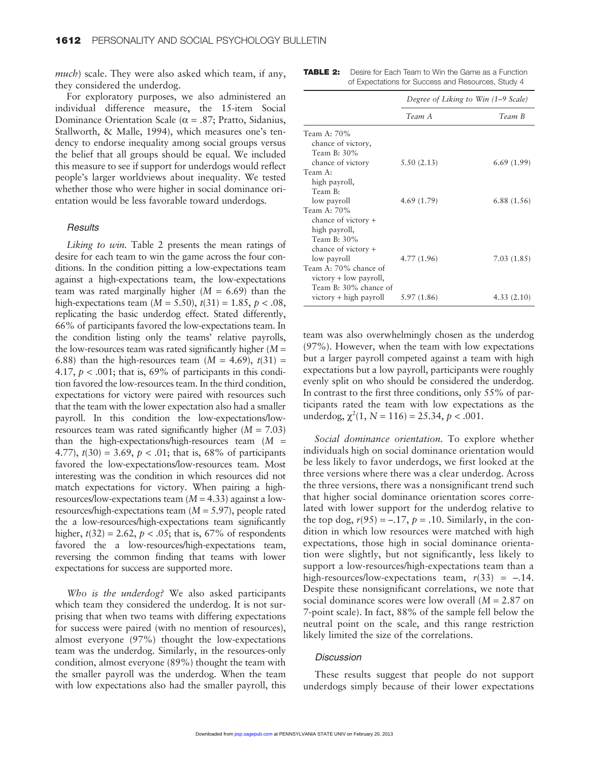*much*) scale. They were also asked which team, if any, they considered the underdog.

For exploratory purposes, we also administered an individual difference measure, the 15-item Social Dominance Orientation Scale ($\alpha$ = .87; Pratto, Sidanius, Stallworth, & Malle, 1994), which measures one's tendency to endorse inequality among social groups versus the belief that all groups should be equal. We included this measure to see if support for underdogs would reflect people's larger worldviews about inequality. We tested whether those who were higher in social dominance orientation would be less favorable toward underdogs.

### Results

*Liking to win.* Table 2 presents the mean ratings of desire for each team to win the game across the four conditions. In the condition pitting a low-expectations team against a high-expectations team, the low-expectations team was rated marginally higher ($M$ = 6.69) than the high-expectations team ($M$ = 5.50), $t(31)$ = 1.85, $p$ < .08, replicating the basic underdog effect. Stated differently, 66% of participants favored the low-expectations team. In the condition listing only the teams' relative payrolls, the low-resources team was rated significantly higher ($M$ = 6.88) than the high-resources team ($M$ = 4.69), $t(31)$ = 4.17, $p$ < .001; that is, 69% of participants in this condition favored the low-resources team. In the third condition, expectations for victory were paired with resources such that the team with the lower expectation also had a smaller payroll. In this condition the low-expectations/low-resources team was rated significantly higher ($M$ = 7.03) than the high-expectations/high-resources team ($M$ = 4.77), $t(30)$ = 3.69, $p$ < .01; that is, 68% of participants favored the low-expectations/low-resources team. Most interesting was the condition in which resources did not match expectations for victory. When pairing a high-resources/low-expectations team ($M$ = 4.33) against a low-resources/high-expectations team ($M$ = 5.97), people rated the a low-resources/high-expectations team significantly higher, $t(32)$ = 2.62, $p$ < .05; that is, 67% of respondents favored the a low-resources/high-expectations team, reversing the common finding that teams with lower expectations for success are supported more.

**TABLE 2:** Desire for Each Team to Win the Game as a Function of Expectations for Success and Resources, Study 4

| | *Degree of Liking to Win (1–9 Scale)* | |
|---|---|---|
| | *Team A* | *Team B* |
| Team A: 70% chance of victory, Team B: 30% chance of victory | 5.50 (2.13) | 6.69 (1.99) |
| Team A: high payroll, Team B: low payroll | 4.69 (1.79) | 6.88 (1.56) |
| Team A: 70% chance of victory + high payroll, Team B: 30% chance of victory + low payroll | 4.77 (1.96) | 7.03 (1.85) |
| Team A: 70% chance of victory + low payroll, Team B: 30% chance of victory + high payroll | 5.97 (1.86) | 4.33 (2.10) |

*Who is the underdog?* We also asked participants which team they considered the underdog. It is not surprising that when two teams with differing expectations for success were paired (with no mention of resources), almost everyone (97%) thought the low-expectations team was the underdog. Similarly, in the resources-only condition, almost everyone (89%) thought the team with the smaller payroll was the underdog. When the team with low expectations also had the smaller payroll, this team was also overwhelmingly chosen as the underdog (97%). However, when the team with low expectations but a larger payroll competed against a team with high expectations but a low payroll, participants were roughly evenly split on who should be considered the underdog. In contrast to the first three conditions, only 55% of participants rated the team with low expectations as the underdog, $\chi^2(1, N = 116) = 25.34$, $p$ < .001.

*Social dominance orientation.* To explore whether individuals high on social dominance orientation would be less likely to favor underdogs, we first looked at the three versions where there was a clear underdog. Across the three versions, there was a nonsignificant trend such that higher social dominance orientation scores correlated with lower support for the underdog relative to the top dog, $r(95)$ = –.17, $p$ = .10. Similarly, in the condition in which low resources were matched with high expectations, those high in social dominance orientation were slightly, but not significantly, less likely to support a low-resources/high-expectations team than a high-resources/low-expectations team, $r(33)$ = –.14. Despite these nonsignificant correlations, we note that social dominance scores were low overall ($M$ = 2.87 on 7-point scale). In fact, 88% of the sample fell below the neutral point on the scale, and this range restriction likely limited the size of the correlations.

### Discussion

These results suggest that people do not support underdogs simply because of their lower expectations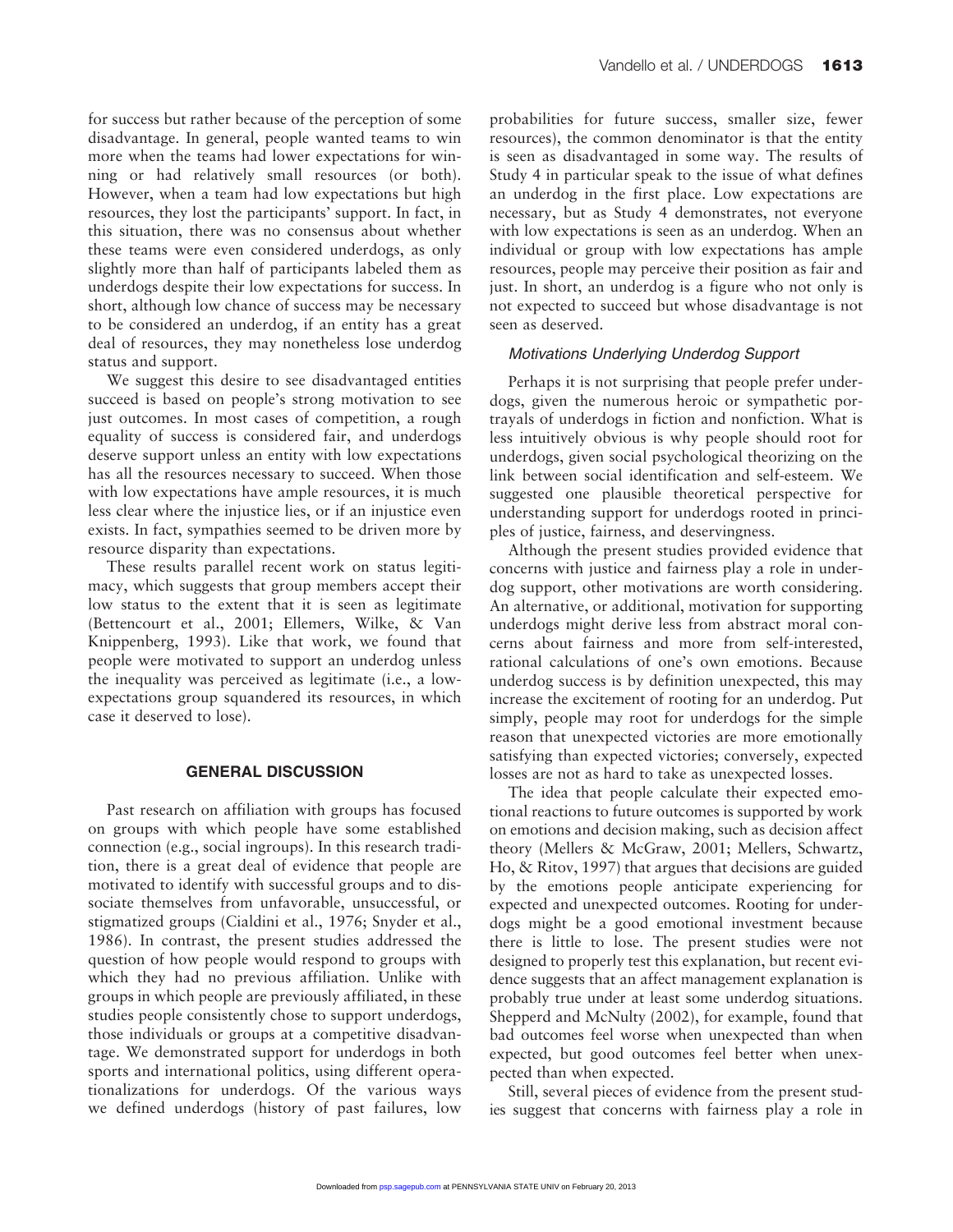for success but rather because of the perception of some disadvantage. In general, people wanted teams to win more when the teams had lower expectations for winning or had relatively small resources (or both). However, when a team had low expectations but high resources, they lost the participants' support. In fact, in this situation, there was no consensus about whether these teams were even considered underdogs, as only slightly more than half of participants labeled them as underdogs despite their low expectations for success. In short, although low chance of success may be necessary to be considered an underdog, if an entity has a great deal of resources, they may nonetheless lose underdog status and support.

We suggest this desire to see disadvantaged entities succeed is based on people's strong motivation to see just outcomes. In most cases of competition, a rough equality of success is considered fair, and underdogs deserve support unless an entity with low expectations has all the resources necessary to succeed. When those with low expectations have ample resources, it is much less clear where the injustice lies, or if an injustice even exists. In fact, sympathies seemed to be driven more by resource disparity than expectations.

These results parallel recent work on status legitimacy, which suggests that group members accept their low status to the extent that it is seen as legitimate (Bettencourt et al., 2001; Ellemers, Wilke, & Van Knippenberg, 1993). Like that work, we found that people were motivated to support an underdog unless the inequality was perceived as legitimate (i.e., a low-expectations group squandered its resources, in which case it deserved to lose).

## GENERAL DISCUSSION

Past research on affiliation with groups has focused on groups with which people have some established connection (e.g., social ingroups). In this research tradition, there is a great deal of evidence that people are motivated to identify with successful groups and to dissociate themselves from unfavorable, unsuccessful, or stigmatized groups (Cialdini et al., 1976; Snyder et al., 1986). In contrast, the present studies addressed the question of how people would respond to groups with which they had no previous affiliation. Unlike with groups in which people are previously affiliated, in these studies people consistently chose to support underdogs, those individuals or groups at a competitive disadvantage. We demonstrated support for underdogs in both sports and international politics, using different operationalizations for underdogs. Of the various ways we defined underdogs (history of past failures, low probabilities for future success, smaller size, fewer resources), the common denominator is that the entity is seen as disadvantaged in some way. The results of Study 4 in particular speak to the issue of what defines an underdog in the first place. Low expectations are necessary, but as Study 4 demonstrates, not everyone with low expectations is seen as an underdog. When an individual or group with low expectations has ample resources, people may perceive their position as fair and just. In short, an underdog is a figure who not only is not expected to succeed but whose disadvantage is not seen as deserved.

### *Motivations Underlying Underdog Support*

Perhaps it is not surprising that people prefer underdogs, given the numerous heroic or sympathetic portrayals of underdogs in fiction and nonfiction. What is less intuitively obvious is why people should root for underdogs, given social psychological theorizing on the link between social identification and self-esteem. We suggested one plausible theoretical perspective for understanding support for underdogs rooted in principles of justice, fairness, and deservingness.

Although the present studies provided evidence that concerns with justice and fairness play a role in underdog support, other motivations are worth considering. An alternative, or additional, motivation for supporting underdogs might derive less from abstract moral concerns about fairness and more from self-interested, rational calculations of one's own emotions. Because underdog success is by definition unexpected, this may increase the excitement of rooting for an underdog. Put simply, people may root for underdogs for the simple reason that unexpected victories are more emotionally satisfying than expected victories; conversely, expected losses are not as hard to take as unexpected losses.

The idea that people calculate their expected emotional reactions to future outcomes is supported by work on emotions and decision making, such as decision affect theory (Mellers & McGraw, 2001; Mellers, Schwartz, Ho, & Ritov, 1997) that argues that decisions are guided by the emotions people anticipate experiencing for expected and unexpected outcomes. Rooting for underdogs might be a good emotional investment because there is little to lose. The present studies were not designed to properly test this explanation, but recent evidence suggests that an affect management explanation is probably true under at least some underdog situations. Shepperd and McNulty (2002), for example, found that bad outcomes feel worse when unexpected than when expected, but good outcomes feel better when unexpected than when expected.

Still, several pieces of evidence from the present studies suggest that concerns with fairness play a role in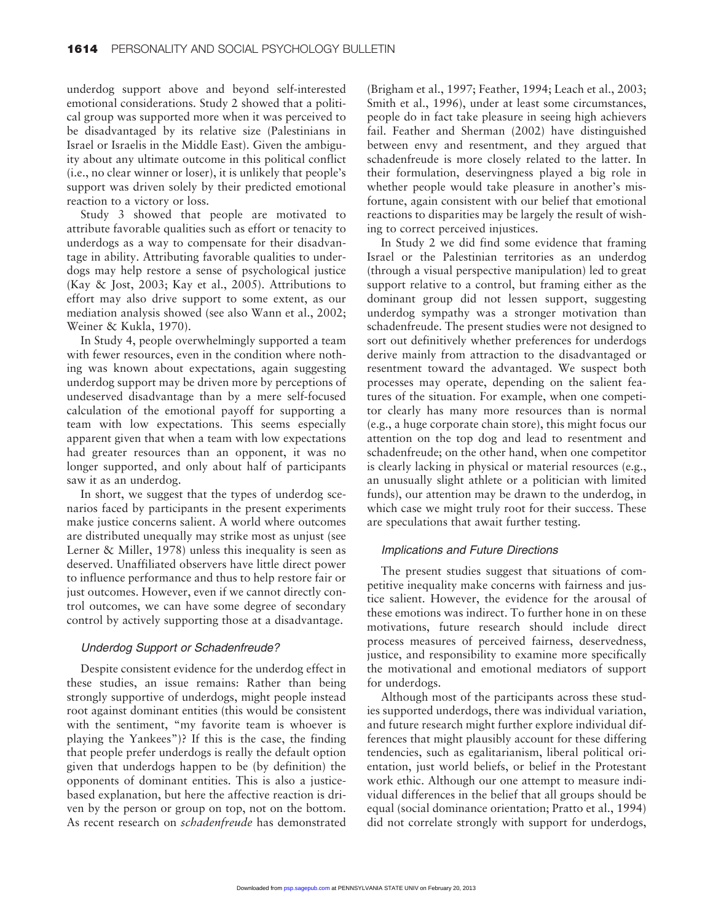underdog support above and beyond self-interested emotional considerations. Study 2 showed that a political group was supported more when it was perceived to be disadvantaged by its relative size (Palestinians in Israel or Israelis in the Middle East). Given the ambiguity about any ultimate outcome in this political conflict (i.e., no clear winner or loser), it is unlikely that people's support was driven solely by their predicted emotional reaction to a victory or loss.

Study 3 showed that people are motivated to attribute favorable qualities such as effort or tenacity to underdogs as a way to compensate for their disadvantage in ability. Attributing favorable qualities to underdogs may help restore a sense of psychological justice (Kay & Jost, 2003; Kay et al., 2005). Attributions to effort may also drive support to some extent, as our mediation analysis showed (see also Wann et al., 2002; Weiner & Kukla, 1970).

In Study 4, people overwhelmingly supported a team with fewer resources, even in the condition where nothing was known about expectations, again suggesting underdog support may be driven more by perceptions of undeserved disadvantage than by a mere self-focused calculation of the emotional payoff for supporting a team with low expectations. This seems especially apparent given that when a team with low expectations had greater resources than an opponent, it was no longer supported, and only about half of participants saw it as an underdog.

In short, we suggest that the types of underdog scenarios faced by participants in the present experiments make justice concerns salient. A world where outcomes are distributed unequally may strike most as unjust (see Lerner & Miller, 1978) unless this inequality is seen as deserved. Unaffiliated observers have little direct power to influence performance and thus to help restore fair or just outcomes. However, even if we cannot directly control outcomes, we can have some degree of secondary control by actively supporting those at a disadvantage.

### *Underdog Support or Schadenfreude?*

Despite consistent evidence for the underdog effect in these studies, an issue remains: Rather than being strongly supportive of underdogs, might people instead root against dominant entities (this would be consistent with the sentiment, "my favorite team is whoever is playing the Yankees")? If this is the case, the finding that people prefer underdogs is really the default option given that underdogs happen to be (by definition) the opponents of dominant entities. This is also a justice-based explanation, but here the affective reaction is driven by the person or group on top, not on the bottom. As recent research on *schadenfreude* has demonstrated (Brigham et al., 1997; Feather, 1994; Leach et al., 2003; Smith et al., 1996), under at least some circumstances, people do in fact take pleasure in seeing high achievers fail. Feather and Sherman (2002) have distinguished between envy and resentment, and they argued that schadenfreude is more closely related to the latter. In their formulation, deservingness played a big role in whether people would take pleasure in another's misfortune, again consistent with our belief that emotional reactions to disparities may be largely the result of wishing to correct perceived injustices.

In Study 2 we did find some evidence that framing Israel or the Palestinian territories as an underdog (through a visual perspective manipulation) led to great support relative to a control, but framing either as the dominant group did not lessen support, suggesting underdog sympathy was a stronger motivation than schadenfreude. The present studies were not designed to sort out definitively whether preferences for underdogs derive mainly from attraction to the disadvantaged or resentment toward the advantaged. We suspect both processes may operate, depending on the salient features of the situation. For example, when one competitor clearly has many more resources than is normal (e.g., a huge corporate chain store), this might focus our attention on the top dog and lead to resentment and schadenfreude; on the other hand, when one competitor is clearly lacking in physical or material resources (e.g., an unusually slight athlete or a politician with limited funds), our attention may be drawn to the underdog, in which case we might truly root for their success. These are speculations that await further testing.

### *Implications and Future Directions*

The present studies suggest that situations of competitive inequality make concerns with fairness and justice salient. However, the evidence for the arousal of these emotions was indirect. To further hone in on these motivations, future research should include direct process measures of perceived fairness, deservedness, justice, and responsibility to examine more specifically the motivational and emotional mediators of support for underdogs.

Although most of the participants across these studies supported underdogs, there was individual variation, and future research might further explore individual differences that might plausibly account for these differing tendencies, such as egalitarianism, liberal political orientation, just world beliefs, or belief in the Protestant work ethic. Although our one attempt to measure individual differences in the belief that all groups should be equal (social dominance orientation; Pratto et al., 1994) did not correlate strongly with support for underdogs,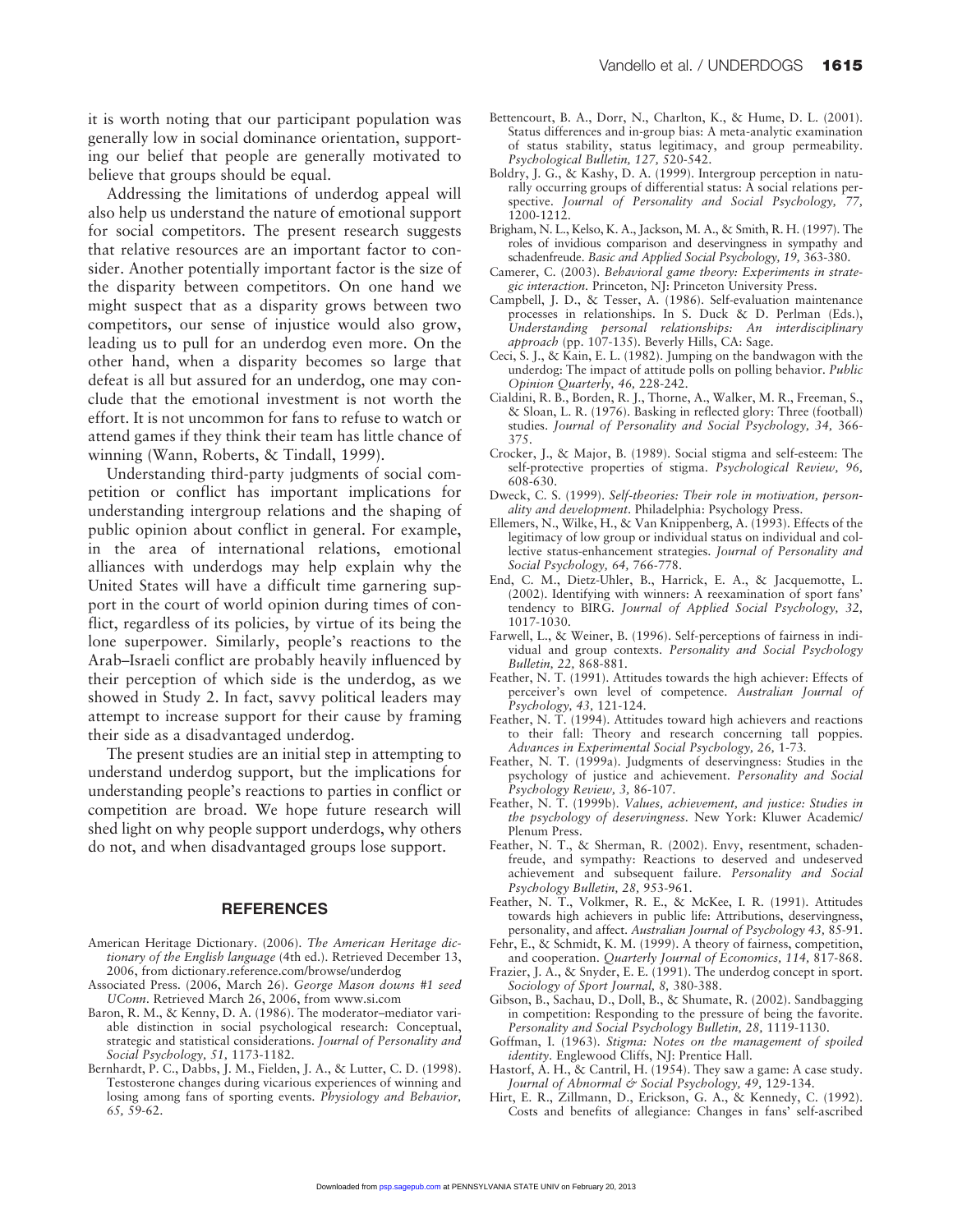it is worth noting that our participant population was generally low in social dominance orientation, supporting our belief that people are generally motivated to believe that groups should be equal.

Addressing the limitations of underdog appeal will also help us understand the nature of emotional support for social competitors. The present research suggests that relative resources are an important factor to consider. Another potentially important factor is the size of the disparity between competitors. On one hand we might suspect that as a disparity grows between two competitors, our sense of injustice would also grow, leading us to pull for an underdog even more. On the other hand, when a disparity becomes so large that defeat is all but assured for an underdog, one may conclude that the emotional investment is not worth the effort. It is not uncommon for fans to refuse to watch or attend games if they think their team has little chance of winning (Wann, Roberts, & Tindall, 1999).

Understanding third-party judgments of social competition or conflict has important implications for understanding intergroup relations and the shaping of public opinion about conflict in general. For example, in the area of international relations, emotional alliances with underdogs may help explain why the United States will have a difficult time garnering support in the court of world opinion during times of conflict, regardless of its policies, by virtue of its being the lone superpower. Similarly, people's reactions to the Arab–Israeli conflict are probably heavily influenced by their perception of which side is the underdog, as we showed in Study 2. In fact, savvy political leaders may attempt to increase support for their cause by framing their side as a disadvantaged underdog.

The present studies are an initial step in attempting to understand underdog support, but the implications for understanding people's reactions to parties in conflict or competition are broad. We hope future research will shed light on why people support underdogs, why others do not, and when disadvantaged groups lose support.

## REFERENCES

American Heritage Dictionary. (2006). *The American Heritage dictionary of the English language* (4th ed.). Retrieved December 13, 2006, from dictionary.reference.com/browse/underdog

Associated Press. (2006, March 26). *George Mason downs #1 seed UConn*. Retrieved March 26, 2006, from www.si.com

Baron, R. M., & Kenny, D. A. (1986). The moderator–mediator variable distinction in social psychological research: Conceptual, strategic and statistical considerations. *Journal of Personality and Social Psychology, 51,* 1173-1182.

Bernhardt, P. C., Dabbs, J. M., Fielden, J. A., & Lutter, C. D. (1998). Testosterone changes during vicarious experiences of winning and losing among fans of sporting events. *Physiology and Behavior, 65,* 59-62.

Bettencourt, B. A., Dorr, N., Charlton, K., & Hume, D. L. (2001). Status differences and in-group bias: A meta-analytic examination of status stability, status legitimacy, and group permeability. *Psychological Bulletin, 127,* 520-542.

Boldry, J. G., & Kashy, D. A. (1999). Intergroup perception in naturally occurring groups of differential status: A social relations perspective. *Journal of Personality and Social Psychology, 77,* 1200-1212.

Brigham, N. L., Kelso, K. A., Jackson, M. A., & Smith, R. H. (1997). The roles of invidious comparison and deservingness in sympathy and schadenfreude. *Basic and Applied Social Psychology, 19,* 363-380.

Camerer, C. (2003). *Behavioral game theory: Experiments in strategic interaction*. Princeton, NJ: Princeton University Press.

Campbell, J. D., & Tesser, A. (1986). Self-evaluation maintenance processes in relationships. In S. Duck & D. Perlman (Eds.), *Understanding personal relationships: An interdisciplinary approach* (pp. 107-135). Beverly Hills, CA: Sage.

Ceci, S. J., & Kain, E. L. (1982). Jumping on the bandwagon with the underdog: The impact of attitude polls on polling behavior. *Public Opinion Quarterly, 46,* 228-242.

Cialdini, R. B., Borden, R. J., Thorne, A., Walker, M. R., Freeman, S., & Sloan, L. R. (1976). Basking in reflected glory: Three (football) studies. *Journal of Personality and Social Psychology, 34,* 366-375.

Crocker, J., & Major, B. (1989). Social stigma and self-esteem: The self-protective properties of stigma. *Psychological Review, 96,* 608-630.

Dweck, C. S. (1999). *Self-theories: Their role in motivation, personality and development*. Philadelphia: Psychology Press.

Ellemers, N., Wilke, H., & Van Knippenberg, A. (1993). Effects of the legitimacy of low group or individual status on individual and collective status-enhancement strategies. *Journal of Personality and Social Psychology, 64,* 766-778.

End, C. M., Dietz-Uhler, B., Harrick, E. A., & Jacquemotte, L. (2002). Identifying with winners: A reexamination of sport fans' tendency to BIRG. *Journal of Applied Social Psychology, 32,* 1017-1030.

Farwell, L., & Weiner, B. (1996). Self-perceptions of fairness in individual and group contexts. *Personality and Social Psychology Bulletin, 22,* 868-881.

Feather, N. T. (1991). Attitudes towards the high achiever: Effects of perceiver's own level of competence. *Australian Journal of Psychology, 43,* 121-124.

Feather, N. T. (1994). Attitudes toward high achievers and reactions to their fall: Theory and research concerning tall poppies. *Advances in Experimental Social Psychology, 26,* 1-73.

Feather, N. T. (1999a). Judgments of deservingness: Studies in the psychology of justice and achievement. *Personality and Social Psychology Review, 3,* 86-107.

Feather, N. T. (1999b). *Values, achievement, and justice: Studies in the psychology of deservingness*. New York: Kluwer Academic/ Plenum Press.

Feather, N. T., & Sherman, R. (2002). Envy, resentment, schadenfreude, and sympathy: Reactions to deserved and undeserved achievement and subsequent failure. *Personality and Social Psychology Bulletin, 28,* 953-961.

Feather, N. T., Volkmer, R. E., & McKee, I. R. (1991). Attitudes towards high achievers in public life: Attributions, deservingness, personality, and affect. *Australian Journal of Psychology 43,* 85-91.

Fehr, E., & Schmidt, K. M. (1999). A theory of fairness, competition, and cooperation. *Quarterly Journal of Economics, 114,* 817-868.

Frazier, J. A., & Snyder, E. E. (1991). The underdog concept in sport. *Sociology of Sport Journal, 8,* 380-388.

Gibson, B., Sachau, D., Doll, B., & Shumate, R. (2002). Sandbagging in competition: Responding to the pressure of being the favorite. *Personality and Social Psychology Bulletin, 28,* 1119-1130.

Goffman, I. (1963). *Stigma: Notes on the management of spoiled identity*. Englewood Cliffs, NJ: Prentice Hall.

Hastorf, A. H., & Cantril, H. (1954). They saw a game: A case study. *Journal of Abnormal & Social Psychology, 49,* 129-134.

Hirt, E. R., Zillmann, D., Erickson, G. A., & Kennedy, C. (1992). Costs and benefits of allegiance: Changes in fans' self-ascribed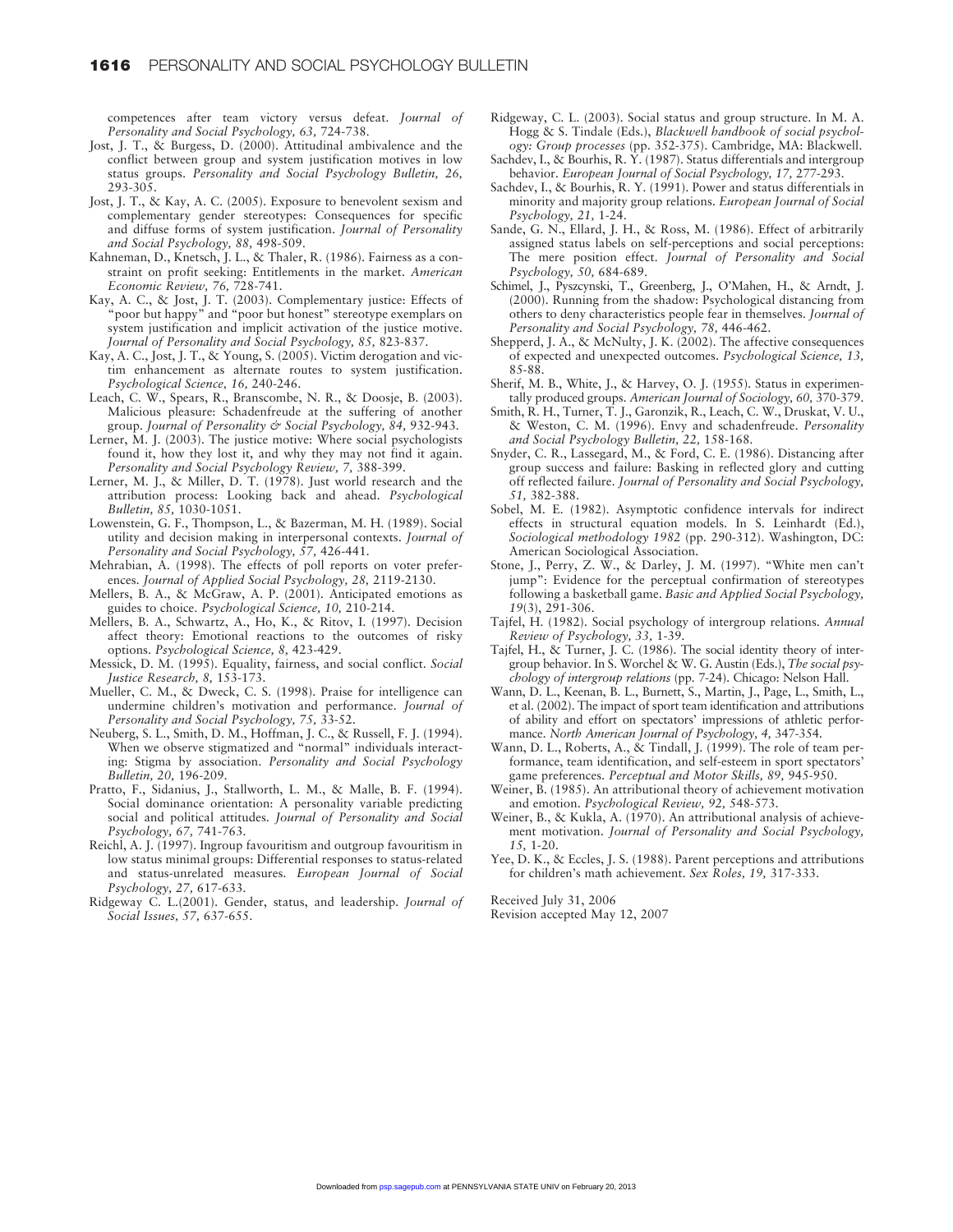competences after team victory versus defeat. *Journal of Personality and Social Psychology, 63,* 724-738.

Jost, J. T., & Burgess, D. (2000). Attitudinal ambivalence and the conflict between group and system justification motives in low status groups. *Personality and Social Psychology Bulletin, 26,* 293-305.

Jost, J. T., & Kay, A. C. (2005). Exposure to benevolent sexism and complementary gender stereotypes: Consequences for specific and diffuse forms of system justification. *Journal of Personality and Social Psychology, 88,* 498-509.

Kahneman, D., Knetsch, J. L., & Thaler, R. (1986). Fairness as a constraint on profit seeking: Entitlements in the market. *American Economic Review, 76,* 728-741.

Kay, A. C., & Jost, J. T. (2003). Complementary justice: Effects of "poor but happy" and "poor but honest" stereotype exemplars on system justification and implicit activation of the justice motive. *Journal of Personality and Social Psychology, 85,* 823-837.

Kay, A. C., Jost, J. T., & Young, S. (2005). Victim derogation and victim enhancement as alternate routes to system justification. *Psychological Science, 16,* 240-246.

Leach, C. W., Spears, R., Branscombe, N. R., & Doosje, B. (2003). Malicious pleasure: Schadenfreude at the suffering of another group. *Journal of Personality & Social Psychology, 84,* 932-943.

Lerner, M. J. (2003). The justice motive: Where social psychologists found it, how they lost it, and why they may not find it again. *Personality and Social Psychology Review, 7,* 388-399.

Lerner, M. J., & Miller, D. T. (1978). Just world research and the attribution process: Looking back and ahead. *Psychological Bulletin, 85,* 1030-1051.

Lowenstein, G. F., Thompson, L., & Bazerman, M. H. (1989). Social utility and decision making in interpersonal contexts. *Journal of Personality and Social Psychology, 57,* 426-441.

Mehrabian, A. (1998). The effects of poll reports on voter preferences. *Journal of Applied Social Psychology, 28,* 2119-2130.

Mellers, B. A., & McGraw, A. P. (2001). Anticipated emotions as guides to choice. *Psychological Science, 10,* 210-214.

Mellers, B. A., Schwartz, A., Ho, K., & Ritov, I. (1997). Decision affect theory: Emotional reactions to the outcomes of risky options. *Psychological Science, 8,* 423-429.

Messick, D. M. (1995). Equality, fairness, and social conflict. *Social Justice Research, 8,* 153-173.

Mueller, C. M., & Dweck, C. S. (1998). Praise for intelligence can undermine children's motivation and performance. *Journal of Personality and Social Psychology, 75,* 33-52.

Neuberg, S. L., Smith, D. M., Hoffman, J. C., & Russell, F. J. (1994). When we observe stigmatized and "normal" individuals interacting: Stigma by association. *Personality and Social Psychology Bulletin, 20,* 196-209.

Pratto, F., Sidanius, J., Stallworth, L. M., & Malle, B. F. (1994). Social dominance orientation: A personality variable predicting social and political attitudes. *Journal of Personality and Social Psychology, 67,* 741-763.

Reichl, A. J. (1997). Ingroup favouritism and outgroup favouritism in low status minimal groups: Differential responses to status-related and status-unrelated measures. *European Journal of Social Psychology, 27,* 617-633.

Ridgeway C. L.(2001). Gender, status, and leadership. *Journal of Social Issues, 57,* 637-655.

Ridgeway, C. L. (2003). Social status and group structure. In M. A. Hogg & S. Tindale (Eds.), *Blackwell handbook of social psychology: Group processes* (pp. 352-375). Cambridge, MA: Blackwell.

Sachdev, I., & Bourhis, R. Y. (1987). Status differentials and intergroup behavior. *European Journal of Social Psychology, 17,* 277-293.

Sachdev, I., & Bourhis, R. Y. (1991). Power and status differentials in minority and majority group relations. *European Journal of Social Psychology, 21,* 1-24.

Sande, G. N., Ellard, J. H., & Ross, M. (1986). Effect of arbitrarily assigned status labels on self-perceptions and social perceptions: The mere position effect. *Journal of Personality and Social Psychology, 50,* 684-689.

Schimel, J., Pyszczynski, T., Greenberg, J., O'Mahen, H., & Arndt, J. (2000). Running from the shadow: Psychological distancing from others to deny characteristics people fear in themselves. *Journal of Personality and Social Psychology, 78,* 446-462.

Shepperd, J. A., & McNulty, J. K. (2002). The affective consequences of expected and unexpected outcomes. *Psychological Science, 13,* 85-88.

Sherif, M. B., White, J., & Harvey, O. J. (1955). Status in experimentally produced groups. *American Journal of Sociology, 60,* 370-379.

Smith, R. H., Turner, T. J., Garonzik, R., Leach, C. W., Druskat, V. U., & Weston, C. M. (1996). Envy and schadenfreude. *Personality and Social Psychology Bulletin, 22,* 158-168.

Snyder, C. R., Lassegard, M., & Ford, C. E. (1986). Distancing after group success and failure: Basking in reflected glory and cutting off reflected failure. *Journal of Personality and Social Psychology, 51,* 382-388.

Sobel, M. E. (1982). Asymptotic confidence intervals for indirect effects in structural equation models. In S. Leinhardt (Ed.), *Sociological methodology 1982* (pp. 290-312). Washington, DC: American Sociological Association.

Stone, J., Perry, Z. W., & Darley, J. M. (1997). "White men can't jump": Evidence for the perceptual confirmation of stereotypes following a basketball game. *Basic and Applied Social Psychology, 19*(3), 291-306.

Tajfel, H. (1982). Social psychology of intergroup relations. *Annual Review of Psychology, 33,* 1-39.

Tajfel, H., & Turner, J. C. (1986). The social identity theory of intergroup behavior. In S. Worchel & W. G. Austin (Eds.), *The social psychology of intergroup relations* (pp. 7-24). Chicago: Nelson Hall.

Wann, D. L., Keenan, B. L., Burnett, S., Martin, J., Page, L., Smith, L., et al. (2002). The impact of sport team identification and attributions of ability and effort on spectators' impressions of athletic performance. *North American Journal of Psychology, 4,* 347-354.

Wann, D. L., Roberts, A., & Tindall, J. (1999). The role of team performance, team identification, and self-esteem in sport spectators' game preferences. *Perceptual and Motor Skills, 89,* 945-950.

Weiner, B. (1985). An attributional theory of achievement motivation and emotion. *Psychological Review, 92,* 548-573.

Weiner, B., & Kukla, A. (1970). An attributional analysis of achievement motivation. *Journal of Personality and Social Psychology, 15,* 1-20.

Yee, D. K., & Eccles, J. S. (1988). Parent perceptions and attributions for children's math achievement. *Sex Roles, 19,* 317-333.

Received July 31, 2006
Revision accepted May 12, 2007